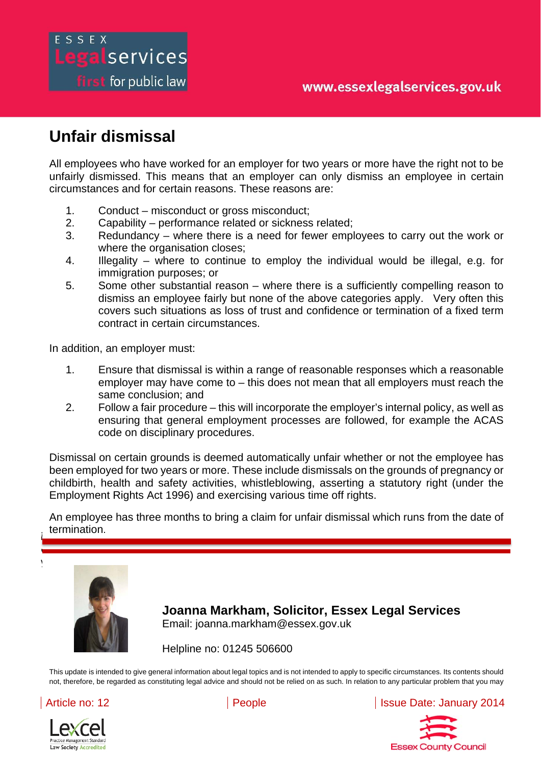# Unfair dismissal

All employees who have worked for an employer for two years or more have the right not to be unfairly dismissed. This means that an employer can only dismiss an employee in certain circumstances and for certain reasons. These reasons are:

1. Conduct – misconduct or gross misconduct;
2. Capability – performance related or sickness related;
3. Redundancy – where there is a need for fewer employees to carry out the work or where the organisation closes;
4. Illegality – where to continue to employ the individual would be illegal, e.g. for immigration purposes; or
5. Some other substantial reason – where there is a sufficiently compelling reason to dismiss an employee fairly but none of the above categories apply. Very often this covers such situations as loss of trust and confidence or termination of a fixed term contract in certain circumstances.

In addition, an employer must:

1. Ensure that dismissal is within a range of reasonable responses which a reasonable employer may have come to – this does not mean that all employers must reach the same conclusion; and
2. Follow a fair procedure – this will incorporate the employer's internal policy, as well as ensuring that general employment processes are followed, for example the ACAS code on disciplinary procedures.

Dismissal on certain grounds is deemed automatically unfair whether or not the employee has been employed for two years or more. These include dismissals on the grounds of pregnancy or childbirth, health and safety activities, whistleblowing, asserting a statutory right (under the Employment Rights Act 1996) and exercising various time off rights.

An employee has three months to bring a claim for unfair dismissal which runs from the date of termination.

**Joanna Markham, Solicitor, Essex Legal Services**
Email: joanna.markham@essex.gov.uk

Helpline no: 01245 506600

This update is intended to give general information about legal topics and is not intended to apply to specific circumstances. Its contents should not, therefore, be regarded as constituting legal advice and should not be relied on as such. In relation to any particular problem that you may

Article no: 12 | People | Issue Date: January 2014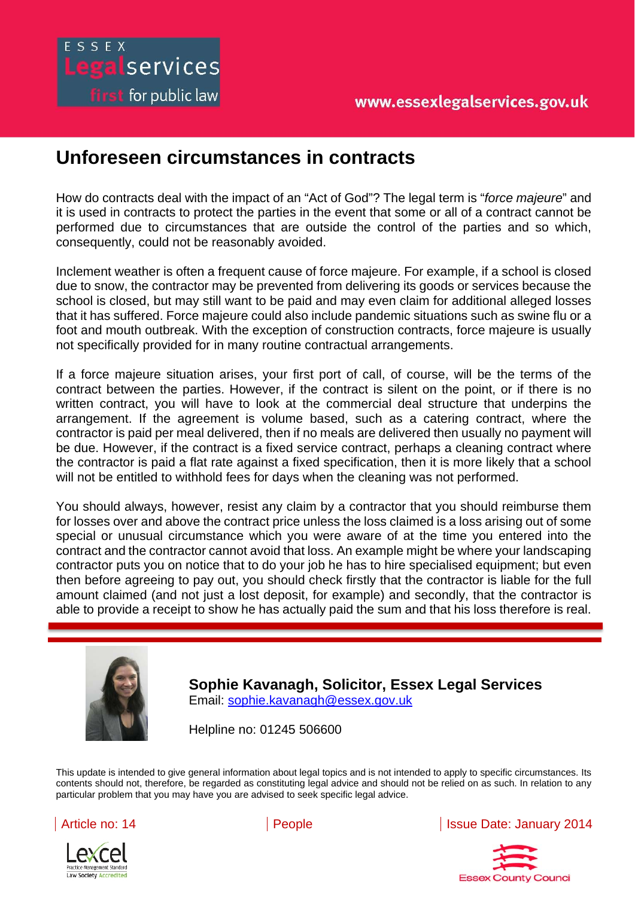# Unforeseen circumstances in contracts

How do contracts deal with the impact of an "Act of God"? The legal term is "*force majeure*" and it is used in contracts to protect the parties in the event that some or all of a contract cannot be performed due to circumstances that are outside the control of the parties and so which, consequently, could not be reasonably avoided.

Inclement weather is often a frequent cause of force majeure. For example, if a school is closed due to snow, the contractor may be prevented from delivering its goods or services because the school is closed, but may still want to be paid and may even claim for additional alleged losses that it has suffered. Force majeure could also include pandemic situations such as swine flu or a foot and mouth outbreak. With the exception of construction contracts, force majeure is usually not specifically provided for in many routine contractual arrangements.

If a force majeure situation arises, your first port of call, of course, will be the terms of the contract between the parties. However, if the contract is silent on the point, or if there is no written contract, you will have to look at the commercial deal structure that underpins the arrangement. If the agreement is volume based, such as a catering contract, where the contractor is paid per meal delivered, then if no meals are delivered then usually no payment will be due. However, if the contract is a fixed service contract, perhaps a cleaning contract where the contractor is paid a flat rate against a fixed specification, then it is more likely that a school will not be entitled to withhold fees for days when the cleaning was not performed.

You should always, however, resist any claim by a contractor that you should reimburse them for losses over and above the contract price unless the loss claimed is a loss arising out of some special or unusual circumstance which you were aware of at the time you entered into the contract and the contractor cannot avoid that loss. An example might be where your landscaping contractor puts you on notice that to do your job he has to hire specialised equipment; but even then before agreeing to pay out, you should check firstly that the contractor is liable for the full amount claimed (and not just a lost deposit, for example) and secondly, that the contractor is able to provide a receipt to show he has actually paid the sum and that his loss therefore is real.

**Sophie Kavanagh, Solicitor, Essex Legal Services**
Email: sophie.kavanagh@essex.gov.uk

Helpline no: 01245 506600

This update is intended to give general information about legal topics and is not intended to apply to specific circumstances. Its contents should not, therefore, be regarded as constituting legal advice and should not be relied on as such. In relation to any particular problem that you may have you are advised to seek specific legal advice.

Article no: 14 | People | Issue Date: January 2014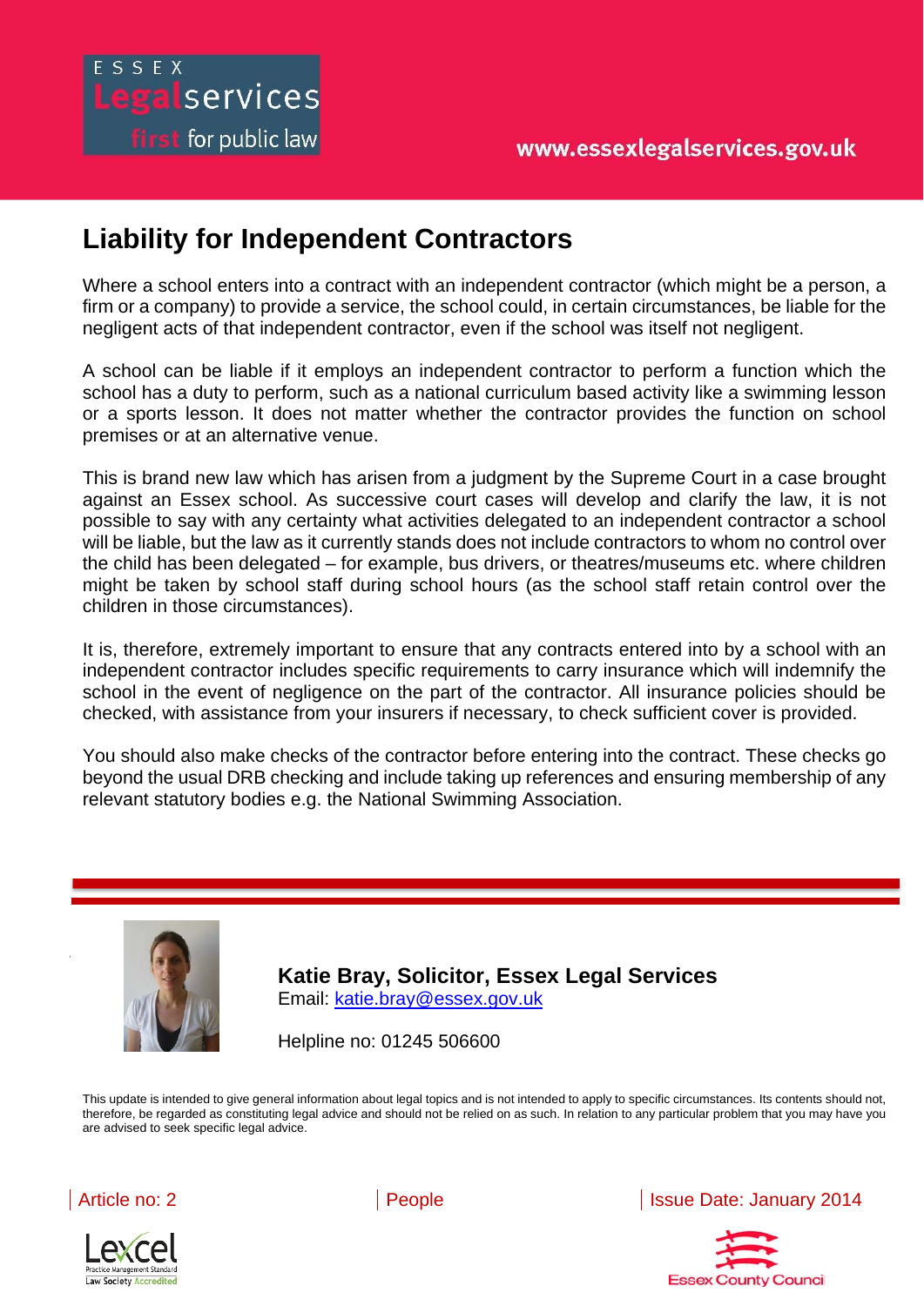# Liability for Independent Contractors

Where a school enters into a contract with an independent contractor (which might be a person, a firm or a company) to provide a service, the school could, in certain circumstances, be liable for the negligent acts of that independent contractor, even if the school was itself not negligent.

A school can be liable if it employs an independent contractor to perform a function which the school has a duty to perform, such as a national curriculum based activity like a swimming lesson or a sports lesson. It does not matter whether the contractor provides the function on school premises or at an alternative venue.

This is brand new law which has arisen from a judgment by the Supreme Court in a case brought against an Essex school. As successive court cases will develop and clarify the law, it is not possible to say with any certainty what activities delegated to an independent contractor a school will be liable, but the law as it currently stands does not include contractors to whom no control over the child has been delegated – for example, bus drivers, or theatres/museums etc. where children might be taken by school staff during school hours (as the school staff retain control over the children in those circumstances).

It is, therefore, extremely important to ensure that any contracts entered into by a school with an independent contractor includes specific requirements to carry insurance which will indemnify the school in the event of negligence on the part of the contractor. All insurance policies should be checked, with assistance from your insurers if necessary, to check sufficient cover is provided.

You should also make checks of the contractor before entering into the contract. These checks go beyond the usual DRB checking and include taking up references and ensuring membership of any relevant statutory bodies e.g. the National Swimming Association.

**Katie Bray, Solicitor, Essex Legal Services**
Email: katie.bray@essex.gov.uk

Helpline no: 01245 506600

This update is intended to give general information about legal topics and is not intended to apply to specific circumstances. Its contents should not, therefore, be regarded as constituting legal advice and should not be relied on as such. In relation to any particular problem that you may have you are advised to seek specific legal advice.

Article no: 2 | People | Issue Date: January 2014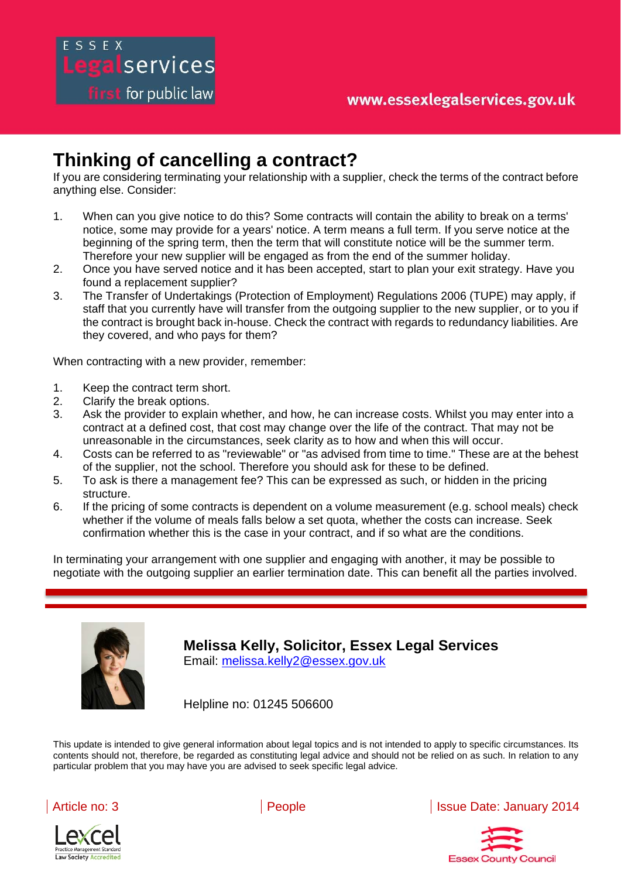# Thinking of cancelling a contract?

If you are considering terminating your relationship with a supplier, check the terms of the contract before anything else. Consider:

1. When can you give notice to do this? Some contracts will contain the ability to break on a terms' notice, some may provide for a years' notice. A term means a full term. If you serve notice at the beginning of the spring term, then the term that will constitute notice will be the summer term. Therefore your new supplier will be engaged as from the end of the summer holiday.
2. Once you have served notice and it has been accepted, start to plan your exit strategy. Have you found a replacement supplier?
3. The Transfer of Undertakings (Protection of Employment) Regulations 2006 (TUPE) may apply, if staff that you currently have will transfer from the outgoing supplier to the new supplier, or to you if the contract is brought back in-house. Check the contract with regards to redundancy liabilities. Are they covered, and who pays for them?

When contracting with a new provider, remember:

1. Keep the contract term short.
2. Clarify the break options.
3. Ask the provider to explain whether, and how, he can increase costs. Whilst you may enter into a contract at a defined cost, that cost may change over the life of the contract. That may not be unreasonable in the circumstances, seek clarity as to how and when this will occur.
4. Costs can be referred to as "reviewable" or "as advised from time to time." These are at the behest of the supplier, not the school. Therefore you should ask for these to be defined.
5. To ask is there a management fee? This can be expressed as such, or hidden in the pricing structure.
6. If the pricing of some contracts is dependent on a volume measurement (e.g. school meals) check whether if the volume of meals falls below a set quota, whether the costs can increase. Seek confirmation whether this is the case in your contract, and if so what are the conditions.

In terminating your arrangement with one supplier and engaging with another, it may be possible to negotiate with the outgoing supplier an earlier termination date. This can benefit all the parties involved.

---

**Melissa Kelly, Solicitor, Essex Legal Services**
Email: melissa.kelly2@essex.gov.uk

Helpline no: 01245 506600

This update is intended to give general information about legal topics and is not intended to apply to specific circumstances. Its contents should not, therefore, be regarded as constituting legal advice and should not be relied on as such. In relation to any particular problem that you may have you are advised to seek specific legal advice.

Article no: 3 | People | Issue Date: January 2014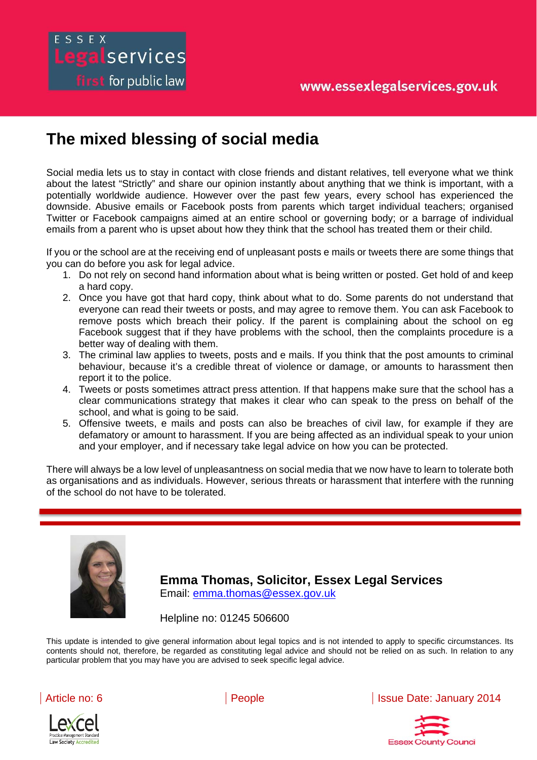ESSEX Legalservices first for public law

www.essexlegalservices.gov.uk

# The mixed blessing of social media

Social media lets us to stay in contact with close friends and distant relatives, tell everyone what we think about the latest "Strictly" and share our opinion instantly about anything that we think is important, with a potentially worldwide audience. However over the past few years, every school has experienced the downside. Abusive emails or Facebook posts from parents which target individual teachers; organised Twitter or Facebook campaigns aimed at an entire school or governing body; or a barrage of individual emails from a parent who is upset about how they think that the school has treated them or their child.

If you or the school are at the receiving end of unpleasant posts e mails or tweets there are some things that you can do before you ask for legal advice.

1. Do not rely on second hand information about what is being written or posted. Get hold of and keep a hard copy.
2. Once you have got that hard copy, think about what to do. Some parents do not understand that everyone can read their tweets or posts, and may agree to remove them. You can ask Facebook to remove posts which breach their policy. If the parent is complaining about the school on eg Facebook suggest that if they have problems with the school, then the complaints procedure is a better way of dealing with them.
3. The criminal law applies to tweets, posts and e mails. If you think that the post amounts to criminal behaviour, because it's a credible threat of violence or damage, or amounts to harassment then report it to the police.
4. Tweets or posts sometimes attract press attention. If that happens make sure that the school has a clear communications strategy that makes it clear who can speak to the press on behalf of the school, and what is going to be said.
5. Offensive tweets, e mails and posts can also be breaches of civil law, for example if they are defamatory or amount to harassment. If you are being affected as an individual speak to your union and your employer, and if necessary take legal advice on how you can be protected.

There will always be a low level of unpleasantness on social media that we now have to learn to tolerate both as organisations and as individuals. However, serious threats or harassment that interfere with the running of the school do not have to be tolerated.

**Emma Thomas, Solicitor, Essex Legal Services**
Email: emma.thomas@essex.gov.uk

Helpline no: 01245 506600

This update is intended to give general information about legal topics and is not intended to apply to specific circumstances. Its contents should not, therefore, be regarded as constituting legal advice and should not be relied on as such. In relation to any particular problem that you may have you are advised to seek specific legal advice.

Article no: 6 | People | Issue Date: January 2014

Lexcel Practice Management Standard Law Society Accredited

Essex County Council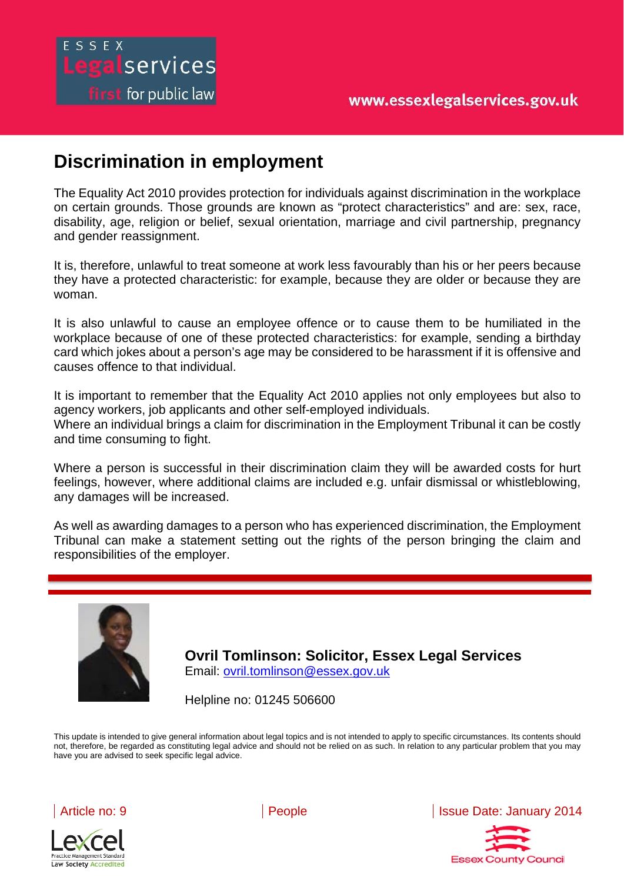ESSEX Legalservices first for public law

www.essexlegalservices.gov.uk

# Discrimination in employment

The Equality Act 2010 provides protection for individuals against discrimination in the workplace on certain grounds. Those grounds are known as "protect characteristics" and are: sex, race, disability, age, religion or belief, sexual orientation, marriage and civil partnership, pregnancy and gender reassignment.

It is, therefore, unlawful to treat someone at work less favourably than his or her peers because they have a protected characteristic: for example, because they are older or because they are woman.

It is also unlawful to cause an employee offence or to cause them to be humiliated in the workplace because of one of these protected characteristics: for example, sending a birthday card which jokes about a person's age may be considered to be harassment if it is offensive and causes offence to that individual.

It is important to remember that the Equality Act 2010 applies not only employees but also to agency workers, job applicants and other self-employed individuals.
Where an individual brings a claim for discrimination in the Employment Tribunal it can be costly and time consuming to fight.

Where a person is successful in their discrimination claim they will be awarded costs for hurt feelings, however, where additional claims are included e.g. unfair dismissal or whistleblowing, any damages will be increased.

As well as awarding damages to a person who has experienced discrimination, the Employment Tribunal can make a statement setting out the rights of the person bringing the claim and responsibilities of the employer.

**Ovril Tomlinson: Solicitor, Essex Legal Services**
Email: ovril.tomlinson@essex.gov.uk

Helpline no: 01245 506600

This update is intended to give general information about legal topics and is not intended to apply to specific circumstances. Its contents should not, therefore, be regarded as constituting legal advice and should not be relied on as such. In relation to any particular problem that you may have you are advised to seek specific legal advice.

Article no: 9 | People | Issue Date: January 2014

Lexcel Practice Management Standard Law Society Accredited

Essex County Council